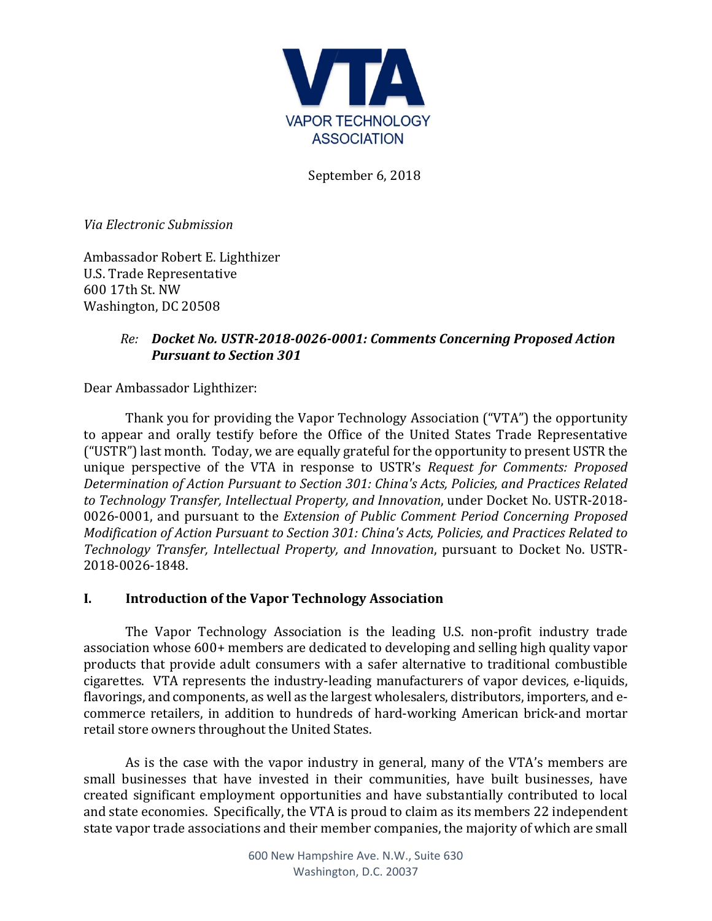**VTA**
VAPOR TECHNOLOGY ASSOCIATION

September 6, 2018

*Via Electronic Submission*

Ambassador Robert E. Lighthizer
U.S. Trade Representative
600 17th St. NW
Washington, DC 20508

*Re:* ***Docket No. USTR-2018-0026-0001: Comments Concerning Proposed Action Pursuant to Section 301***

Dear Ambassador Lighthizer:

Thank you for providing the Vapor Technology Association ("VTA") the opportunity to appear and orally testify before the Office of the United States Trade Representative ("USTR") last month. Today, we are equally grateful for the opportunity to present USTR the unique perspective of the VTA in response to USTR's *Request for Comments: Proposed Determination of Action Pursuant to Section 301: China's Acts, Policies, and Practices Related to Technology Transfer, Intellectual Property, and Innovation*, under Docket No. USTR-2018-0026-0001, and pursuant to the *Extension of Public Comment Period Concerning Proposed Modification of Action Pursuant to Section 301: China's Acts, Policies, and Practices Related to Technology Transfer, Intellectual Property, and Innovation*, pursuant to Docket No. USTR-2018-0026-1848.

## I. Introduction of the Vapor Technology Association

The Vapor Technology Association is the leading U.S. non-profit industry trade association whose 600+ members are dedicated to developing and selling high quality vapor products that provide adult consumers with a safer alternative to traditional combustible cigarettes. VTA represents the industry-leading manufacturers of vapor devices, e-liquids, flavorings, and components, as well as the largest wholesalers, distributors, importers, and e-commerce retailers, in addition to hundreds of hard-working American brick-and mortar retail store owners throughout the United States.

As is the case with the vapor industry in general, many of the VTA's members are small businesses that have invested in their communities, have built businesses, have created significant employment opportunities and have substantially contributed to local and state economies. Specifically, the VTA is proud to claim as its members 22 independent state vapor trade associations and their member companies, the majority of which are small

600 New Hampshire Ave. N.W., Suite 630
Washington, D.C. 20037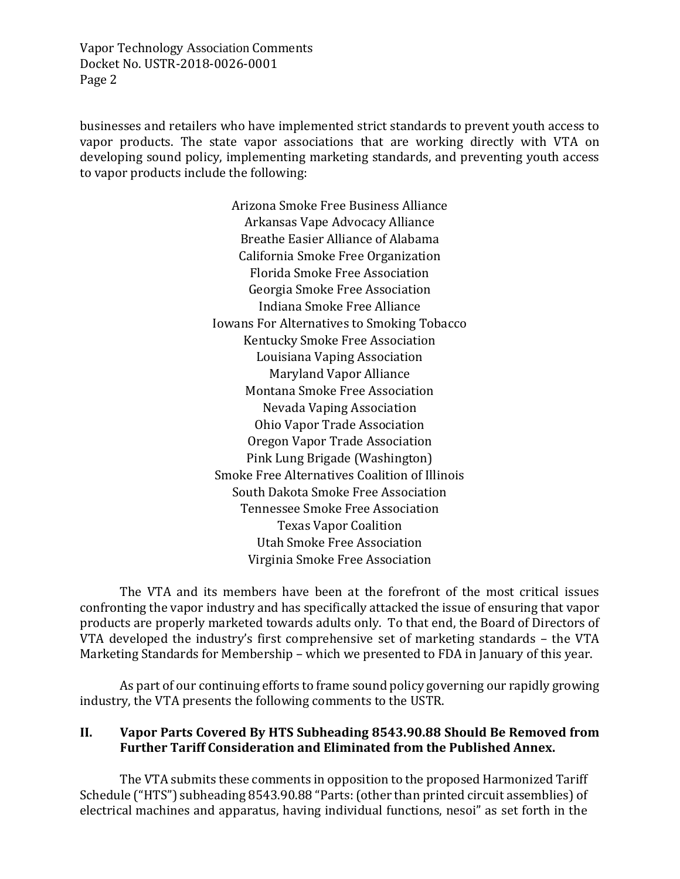businesses and retailers who have implemented strict standards to prevent youth access to vapor products. The state vapor associations that are working directly with VTA on developing sound policy, implementing marketing standards, and preventing youth access to vapor products include the following:

Arizona Smoke Free Business Alliance
Arkansas Vape Advocacy Alliance
Breathe Easier Alliance of Alabama
California Smoke Free Organization
Florida Smoke Free Association
Georgia Smoke Free Association
Indiana Smoke Free Alliance
Iowans For Alternatives to Smoking Tobacco
Kentucky Smoke Free Association
Louisiana Vaping Association
Maryland Vapor Alliance
Montana Smoke Free Association
Nevada Vaping Association
Ohio Vapor Trade Association
Oregon Vapor Trade Association
Pink Lung Brigade (Washington)
Smoke Free Alternatives Coalition of Illinois
South Dakota Smoke Free Association
Tennessee Smoke Free Association
Texas Vapor Coalition
Utah Smoke Free Association
Virginia Smoke Free Association

The VTA and its members have been at the forefront of the most critical issues confronting the vapor industry and has specifically attacked the issue of ensuring that vapor products are properly marketed towards adults only. To that end, the Board of Directors of VTA developed the industry's first comprehensive set of marketing standards – the VTA Marketing Standards for Membership – which we presented to FDA in January of this year.

As part of our continuing efforts to frame sound policy governing our rapidly growing industry, the VTA presents the following comments to the USTR.

## II. Vapor Parts Covered By HTS Subheading 8543.90.88 Should Be Removed from Further Tariff Consideration and Eliminated from the Published Annex.

The VTA submits these comments in opposition to the proposed Harmonized Tariff Schedule ("HTS") subheading 8543.90.88 "Parts: (other than printed circuit assemblies) of electrical machines and apparatus, having individual functions, nesoi" as set forth in the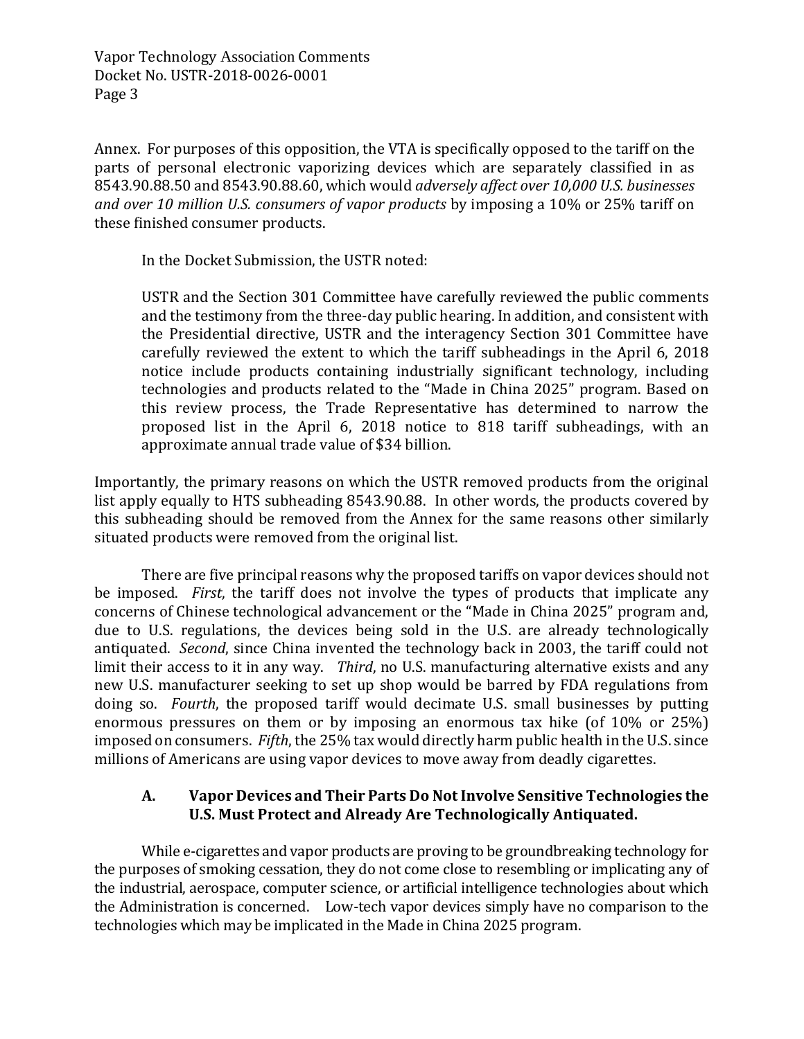Annex. For purposes of this opposition, the VTA is specifically opposed to the tariff on the parts of personal electronic vaporizing devices which are separately classified in as 8543.90.88.50 and 8543.90.88.60, which would *adversely affect over 10,000 U.S. businesses and over 10 million U.S. consumers of vapor products* by imposing a 10% or 25% tariff on these finished consumer products.

In the Docket Submission, the USTR noted:

> USTR and the Section 301 Committee have carefully reviewed the public comments and the testimony from the three-day public hearing. In addition, and consistent with the Presidential directive, USTR and the interagency Section 301 Committee have carefully reviewed the extent to which the tariff subheadings in the April 6, 2018 notice include products containing industrially significant technology, including technologies and products related to the "Made in China 2025" program. Based on this review process, the Trade Representative has determined to narrow the proposed list in the April 6, 2018 notice to 818 tariff subheadings, with an approximate annual trade value of $34 billion.

Importantly, the primary reasons on which the USTR removed products from the original list apply equally to HTS subheading 8543.90.88. In other words, the products covered by this subheading should be removed from the Annex for the same reasons other similarly situated products were removed from the original list.

There are five principal reasons why the proposed tariffs on vapor devices should not be imposed. *First*, the tariff does not involve the types of products that implicate any concerns of Chinese technological advancement or the "Made in China 2025" program and, due to U.S. regulations, the devices being sold in the U.S. are already technologically antiquated. *Second*, since China invented the technology back in 2003, the tariff could not limit their access to it in any way. *Third*, no U.S. manufacturing alternative exists and any new U.S. manufacturer seeking to set up shop would be barred by FDA regulations from doing so. *Fourth*, the proposed tariff would decimate U.S. small businesses by putting enormous pressures on them or by imposing an enormous tax hike (of 10% or 25%) imposed on consumers. *Fifth*, the 25% tax would directly harm public health in the U.S. since millions of Americans are using vapor devices to move away from deadly cigarettes.

### A. Vapor Devices and Their Parts Do Not Involve Sensitive Technologies the U.S. Must Protect and Already Are Technologically Antiquated.

While e-cigarettes and vapor products are proving to be groundbreaking technology for the purposes of smoking cessation, they do not come close to resembling or implicating any of the industrial, aerospace, computer science, or artificial intelligence technologies about which the Administration is concerned. Low-tech vapor devices simply have no comparison to the technologies which may be implicated in the Made in China 2025 program.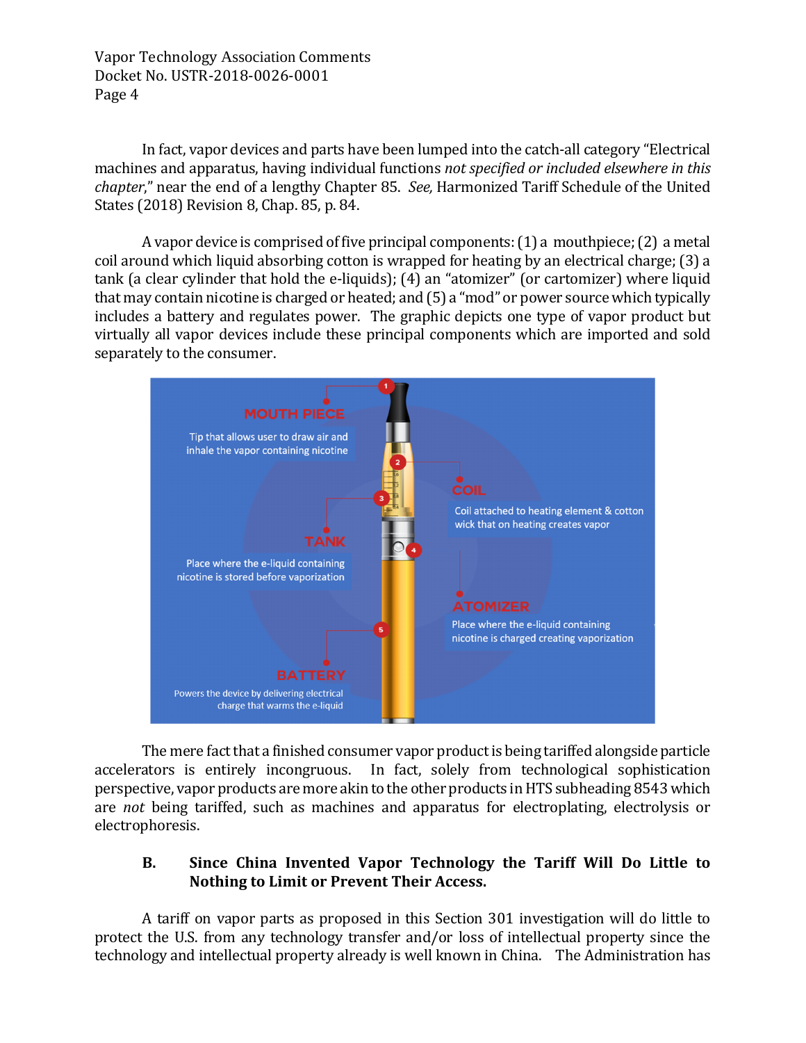In fact, vapor devices and parts have been lumped into the catch-all category "Electrical machines and apparatus, having individual functions *not specified or included elsewhere in this chapter*," near the end of a lengthy Chapter 85. *See,* Harmonized Tariff Schedule of the United States (2018) Revision 8, Chap. 85, p. 84.

A vapor device is comprised of five principal components: (1) a mouthpiece; (2) a metal coil around which liquid absorbing cotton is wrapped for heating by an electrical charge; (3) a tank (a clear cylinder that hold the e-liquids); (4) an "atomizer" (or cartomizer) where liquid that may contain nicotine is charged or heated; and (5) a "mod" or power source which typically includes a battery and regulates power. The graphic depicts one type of vapor product but virtually all vapor devices include these principal components which are imported and sold separately to the consumer.

1. MOUTH PIECE – Tip that allows user to draw air and inhale the vapor containing nicotine
2. COIL – Coil attached to heating element & cotton wick that on heating creates vapor
3. TANK – Place where the e-liquid containing nicotine is stored before vaporization
4. ATOMIZER – Place where the e-liquid containing nicotine is charged creating vaporization
5. BATTERY – Powers the device by delivering electrical charge that warms the e-liquid

The mere fact that a finished consumer vapor product is being tariffed alongside particle accelerators is entirely incongruous. In fact, solely from technological sophistication perspective, vapor products are more akin to the other products in HTS subheading 8543 which are *not* being tariffed, such as machines and apparatus for electroplating, electrolysis or electrophoresis.

### B. Since China Invented Vapor Technology the Tariff Will Do Little to Nothing to Limit or Prevent Their Access.

A tariff on vapor parts as proposed in this Section 301 investigation will do little to protect the U.S. from any technology transfer and/or loss of intellectual property since the technology and intellectual property already is well known in China. The Administration has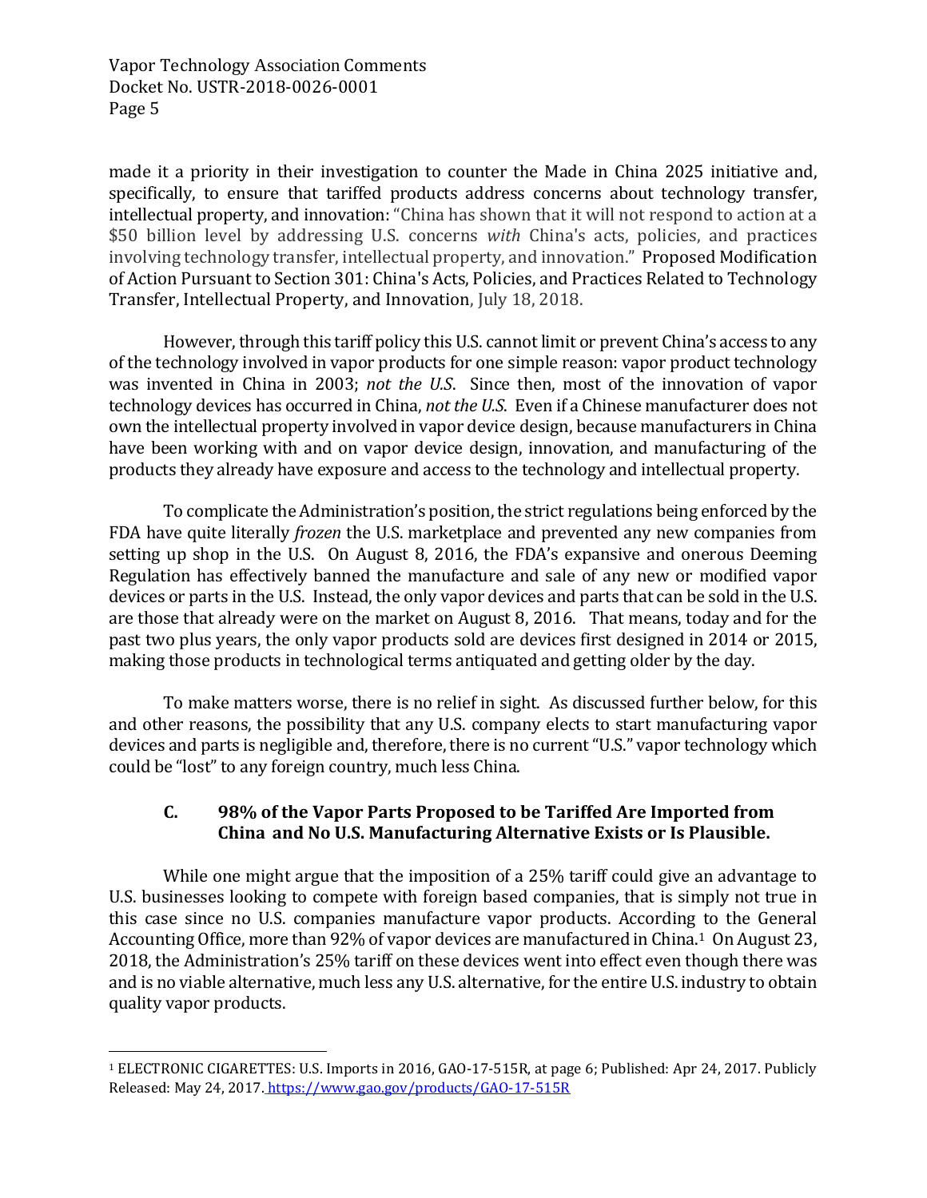made it a priority in their investigation to counter the Made in China 2025 initiative and, specifically, to ensure that tariffed products address concerns about technology transfer, intellectual property, and innovation: "China has shown that it will not respond to action at a $50 billion level by addressing U.S. concerns *with* China's acts, policies, and practices involving technology transfer, intellectual property, and innovation." Proposed Modification of Action Pursuant to Section 301: China's Acts, Policies, and Practices Related to Technology Transfer, Intellectual Property, and Innovation, July 18, 2018.

However, through this tariff policy this U.S. cannot limit or prevent China's access to any of the technology involved in vapor products for one simple reason: vapor product technology was invented in China in 2003; *not the U.S*. Since then, most of the innovation of vapor technology devices has occurred in China, *not the U.S*. Even if a Chinese manufacturer does not own the intellectual property involved in vapor device design, because manufacturers in China have been working with and on vapor device design, innovation, and manufacturing of the products they already have exposure and access to the technology and intellectual property.

To complicate the Administration's position, the strict regulations being enforced by the FDA have quite literally *frozen* the U.S. marketplace and prevented any new companies from setting up shop in the U.S. On August 8, 2016, the FDA's expansive and onerous Deeming Regulation has effectively banned the manufacture and sale of any new or modified vapor devices or parts in the U.S. Instead, the only vapor devices and parts that can be sold in the U.S. are those that already were on the market on August 8, 2016. That means, today and for the past two plus years, the only vapor products sold are devices first designed in 2014 or 2015, making those products in technological terms antiquated and getting older by the day.

To make matters worse, there is no relief in sight. As discussed further below, for this and other reasons, the possibility that any U.S. company elects to start manufacturing vapor devices and parts is negligible and, therefore, there is no current "U.S." vapor technology which could be "lost" to any foreign country, much less China.

### C. 98% of the Vapor Parts Proposed to be Tariffed Are Imported from China and No U.S. Manufacturing Alternative Exists or Is Plausible.

While one might argue that the imposition of a 25% tariff could give an advantage to U.S. businesses looking to compete with foreign based companies, that is simply not true in this case since no U.S. companies manufacture vapor products. According to the General Accounting Office, more than 92% of vapor devices are manufactured in China.[1] On August 23, 2018, the Administration's 25% tariff on these devices went into effect even though there was and is no viable alternative, much less any U.S. alternative, for the entire U.S. industry to obtain quality vapor products.

---

[1] ELECTRONIC CIGARETTES: U.S. Imports in 2016, GAO-17-515R, at page 6; Published: Apr 24, 2017. Publicly Released: May 24, 2017. https://www.gao.gov/products/GAO-17-515R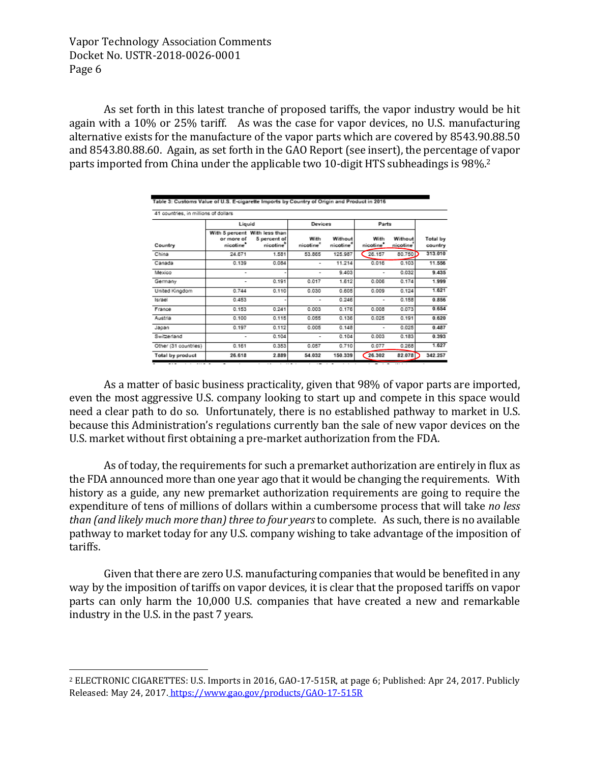As set forth in this latest tranche of proposed tariffs, the vapor industry would be hit again with a 10% or 25% tariff. As was the case for vapor devices, no U.S. manufacturing alternative exists for the manufacture of the vapor parts which are covered by 8543.90.88.50 and 8543.80.88.60. Again, as set forth in the GAO Report (see insert), the percentage of vapor parts imported from China under the applicable two 10-digit HTS subheadings is 98%.[2]

**Table 3: Customs Value of U.S. E-cigarette Imports by Country of Origin and Product in 2016**

41 countries, in millions of dollars

| Country | Liquid | | Devices | | Parts | | Total by country |
|---|---|---|---|---|---|---|---|
| | With 5 percent or more of nicotine[a] | With less than 5 percent of nicotine[b] | With nicotine[c] | Without nicotine[d] | With nicotine[e] | Without nicotine[f] | |
| China | 24.671 | 1.581 | 53.865 | 125.987 | 26.157 | 80.750 | 313.010 |
| Canada | 0.139 | 0.084 | - | 11.214 | 0.016 | 0.103 | 11.556 |
| Mexico | - | - | - | 9.403 | - | 0.032 | 9.435 |
| Germany | - | 0.191 | 0.017 | 1.612 | 0.006 | 0.174 | 1.999 |
| United Kingdom | 0.744 | 0.110 | 0.030 | 0.605 | 0.009 | 0.124 | 1.621 |
| Israel | 0.453 | - | - | 0.246 | - | 0.158 | 0.856 |
| France | 0.153 | 0.241 | 0.003 | 0.176 | 0.008 | 0.073 | 0.654 |
| Austria | 0.100 | 0.115 | 0.055 | 0.136 | 0.025 | 0.191 | 0.620 |
| Japan | 0.197 | 0.112 | 0.005 | 0.148 | - | 0.025 | 0.487 |
| Switzerland | - | 0.104 | - | 0.104 | 0.003 | 0.183 | 0.393 |
| Other (31 countries) | 0.161 | 0.353 | 0.057 | 0.710 | 0.077 | 0.268 | 1.627 |
| Total by product | 26.618 | 2.889 | 54.032 | 150.339 | 26.302 | 82.078 | 342.257 |

As a matter of basic business practicality, given that 98% of vapor parts are imported, even the most aggressive U.S. company looking to start up and compete in this space would need a clear path to do so. Unfortunately, there is no established pathway to market in U.S. because this Administration's regulations currently ban the sale of new vapor devices on the U.S. market without first obtaining a pre-market authorization from the FDA.

As of today, the requirements for such a premarket authorization are entirely in flux as the FDA announced more than one year ago that it would be changing the requirements. With history as a guide, any new premarket authorization requirements are going to require the expenditure of tens of millions of dollars within a cumbersome process that will take *no less than (and likely much more than) three to four years* to complete. As such, there is no available pathway to market today for any U.S. company wishing to take advantage of the imposition of tariffs.

Given that there are zero U.S. manufacturing companies that would be benefited in any way by the imposition of tariffs on vapor devices, it is clear that the proposed tariffs on vapor parts can only harm the 10,000 U.S. companies that have created a new and remarkable industry in the U.S. in the past 7 years.

[2] ELECTRONIC CIGARETTES: U.S. Imports in 2016, GAO-17-515R, at page 6; Published: Apr 24, 2017. Publicly Released: May 24, 2017. https://www.gao.gov/products/GAO-17-515R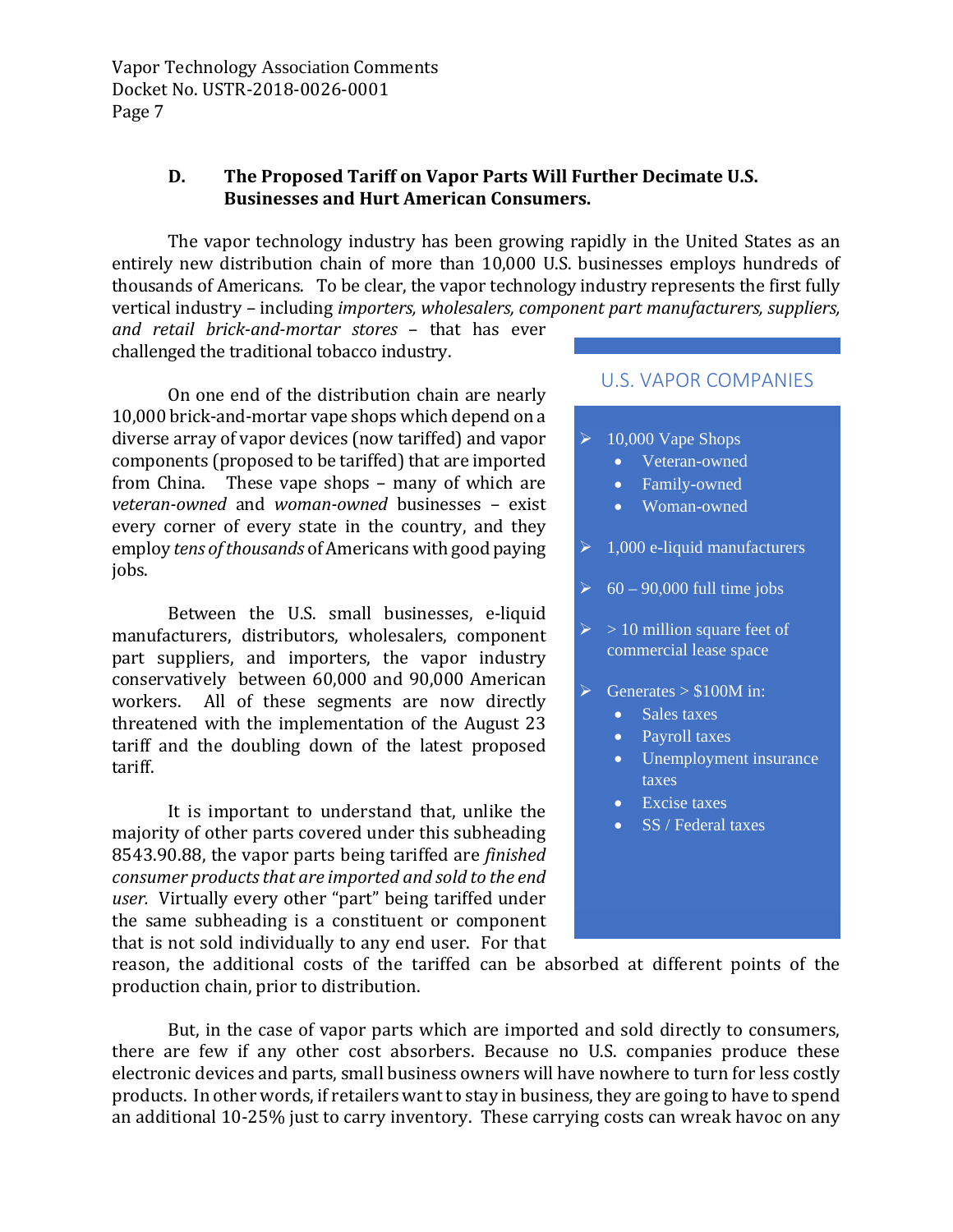### D. The Proposed Tariff on Vapor Parts Will Further Decimate U.S. Businesses and Hurt American Consumers.

The vapor technology industry has been growing rapidly in the United States as an entirely new distribution chain of more than 10,000 U.S. businesses employs hundreds of thousands of Americans. To be clear, the vapor technology industry represents the first fully vertical industry – including *importers, wholesalers, component part manufacturers, suppliers, and retail brick-and-mortar stores* – that has ever challenged the traditional tobacco industry.

On one end of the distribution chain are nearly 10,000 brick-and-mortar vape shops which depend on a diverse array of vapor devices (now tariffed) and vapor components (proposed to be tariffed) that are imported from China. These vape shops – many of which are *veteran-owned* and *woman-owned* businesses – exist every corner of every state in the country, and they employ *tens of thousands* of Americans with good paying jobs.

Between the U.S. small businesses, e-liquid manufacturers, distributors, wholesalers, component part suppliers, and importers, the vapor industry conservatively between 60,000 and 90,000 American workers. All of these segments are now directly threatened with the implementation of the August 23 tariff and the doubling down of the latest proposed tariff.

It is important to understand that, unlike the majority of other parts covered under this subheading 8543.90.88, the vapor parts being tariffed are *finished consumer products that are imported and sold to the end user.* Virtually every other "part" being tariffed under the same subheading is a constituent or component that is not sold individually to any end user. For that reason, the additional costs of the tariffed can be absorbed at different points of the production chain, prior to distribution.

**U.S. VAPOR COMPANIES**

- 10,000 Vape Shops
  - Veteran-owned
  - Family-owned
  - Woman-owned
- 1,000 e-liquid manufacturers
- 60 – 90,000 full time jobs
- > 10 million square feet of commercial lease space
- Generates > $100M in:
  - Sales taxes
  - Payroll taxes
  - Unemployment insurance taxes
  - Excise taxes
  - SS / Federal taxes

But, in the case of vapor parts which are imported and sold directly to consumers, there are few if any other cost absorbers. Because no U.S. companies produce these electronic devices and parts, small business owners will have nowhere to turn for less costly products. In other words, if retailers want to stay in business, they are going to have to spend an additional 10-25% just to carry inventory. These carrying costs can wreak havoc on any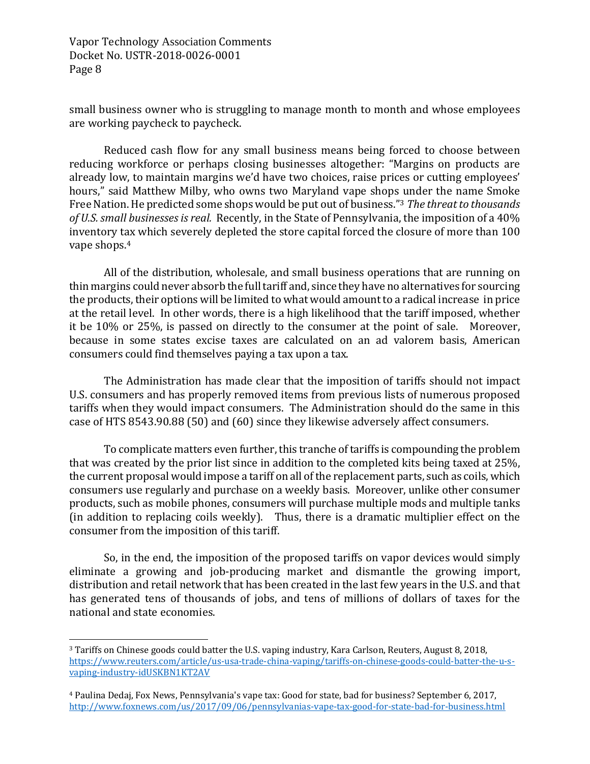small business owner who is struggling to manage month to month and whose employees are working paycheck to paycheck.

Reduced cash flow for any small business means being forced to choose between reducing workforce or perhaps closing businesses altogether: "Margins on products are already low, to maintain margins we'd have two choices, raise prices or cutting employees' hours," said Matthew Milby, who owns two Maryland vape shops under the name Smoke Free Nation. He predicted some shops would be put out of business."[3] *The threat to thousands of U.S. small businesses is real.* Recently, in the State of Pennsylvania, the imposition of a 40% inventory tax which severely depleted the store capital forced the closure of more than 100 vape shops.[4]

All of the distribution, wholesale, and small business operations that are running on thin margins could never absorb the full tariff and, since they have no alternatives for sourcing the products, their options will be limited to what would amount to a radical increase in price at the retail level. In other words, there is a high likelihood that the tariff imposed, whether it be 10% or 25%, is passed on directly to the consumer at the point of sale. Moreover, because in some states excise taxes are calculated on an ad valorem basis, American consumers could find themselves paying a tax upon a tax.

The Administration has made clear that the imposition of tariffs should not impact U.S. consumers and has properly removed items from previous lists of numerous proposed tariffs when they would impact consumers. The Administration should do the same in this case of HTS 8543.90.88 (50) and (60) since they likewise adversely affect consumers.

To complicate matters even further, this tranche of tariffs is compounding the problem that was created by the prior list since in addition to the completed kits being taxed at 25%, the current proposal would impose a tariff on all of the replacement parts, such as coils, which consumers use regularly and purchase on a weekly basis. Moreover, unlike other consumer products, such as mobile phones, consumers will purchase multiple mods and multiple tanks (in addition to replacing coils weekly). Thus, there is a dramatic multiplier effect on the consumer from the imposition of this tariff.

So, in the end, the imposition of the proposed tariffs on vapor devices would simply eliminate a growing and job-producing market and dismantle the growing import, distribution and retail network that has been created in the last few years in the U.S. and that has generated tens of thousands of jobs, and tens of millions of dollars of taxes for the national and state economies.

---

[3] Tariffs on Chinese goods could batter the U.S. vaping industry, Kara Carlson, Reuters, August 8, 2018, https://www.reuters.com/article/us-usa-trade-china-vaping/tariffs-on-chinese-goods-could-batter-the-u-s-vaping-industry-idUSKBN1KT2AV

[4] Paulina Dedaj, Fox News, Pennsylvania's vape tax: Good for state, bad for business? September 6, 2017, http://www.foxnews.com/us/2017/09/06/pennsylvanias-vape-tax-good-for-state-bad-for-business.html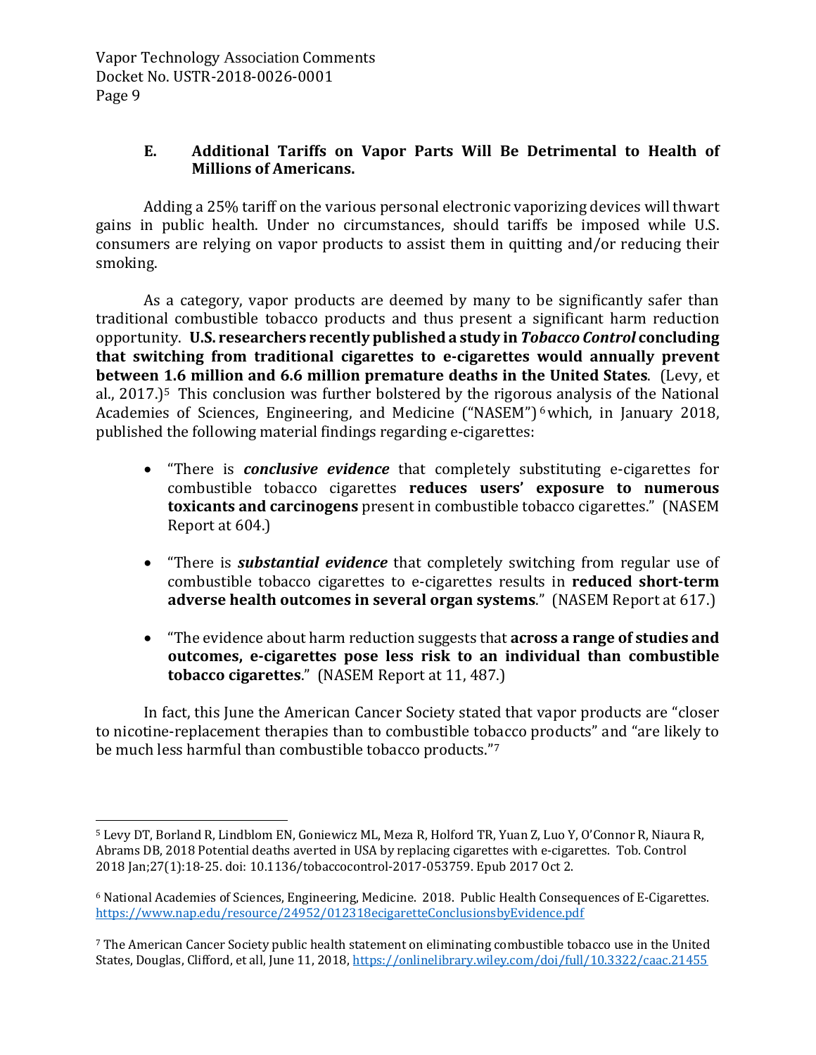### E. Additional Tariffs on Vapor Parts Will Be Detrimental to Health of Millions of Americans.

Adding a 25% tariff on the various personal electronic vaporizing devices will thwart gains in public health. Under no circumstances, should tariffs be imposed while U.S. consumers are relying on vapor products to assist them in quitting and/or reducing their smoking.

As a category, vapor products are deemed by many to be significantly safer than traditional combustible tobacco products and thus present a significant harm reduction opportunity. **U.S. researchers recently published a study in *Tobacco Control* concluding that switching from traditional cigarettes to e-cigarettes would annually prevent between 1.6 million and 6.6 million premature deaths in the United States**. (Levy, et al., 2017.)[5] This conclusion was further bolstered by the rigorous analysis of the National Academies of Sciences, Engineering, and Medicine ("NASEM")[6] which, in January 2018, published the following material findings regarding e-cigarettes:

- "There is ***conclusive evidence*** that completely substituting e-cigarettes for combustible tobacco cigarettes **reduces users' exposure to numerous toxicants and carcinogens** present in combustible tobacco cigarettes." (NASEM Report at 604.)
- "There is ***substantial evidence*** that completely switching from regular use of combustible tobacco cigarettes to e-cigarettes results in **reduced short-term adverse health outcomes in several organ systems**." (NASEM Report at 617.)
- "The evidence about harm reduction suggests that **across a range of studies and outcomes, e-cigarettes pose less risk to an individual than combustible tobacco cigarettes**." (NASEM Report at 11, 487.)

In fact, this June the American Cancer Society stated that vapor products are "closer to nicotine-replacement therapies than to combustible tobacco products" and "are likely to be much less harmful than combustible tobacco products."[7]

---

[5] Levy DT, Borland R, Lindblom EN, Goniewicz ML, Meza R, Holford TR, Yuan Z, Luo Y, O'Connor R, Niaura R, Abrams DB, 2018 Potential deaths averted in USA by replacing cigarettes with e-cigarettes. Tob. Control 2018 Jan;27(1):18-25. doi: 10.1136/tobaccocontrol-2017-053759. Epub 2017 Oct 2.

[6] National Academies of Sciences, Engineering, Medicine. 2018. Public Health Consequences of E-Cigarettes. https://www.nap.edu/resource/24952/012318ecigaretteConclusionsbyEvidence.pdf

[7] The American Cancer Society public health statement on eliminating combustible tobacco use in the United States, Douglas, Clifford, et all, June 11, 2018, https://onlinelibrary.wiley.com/doi/full/10.3322/caac.21455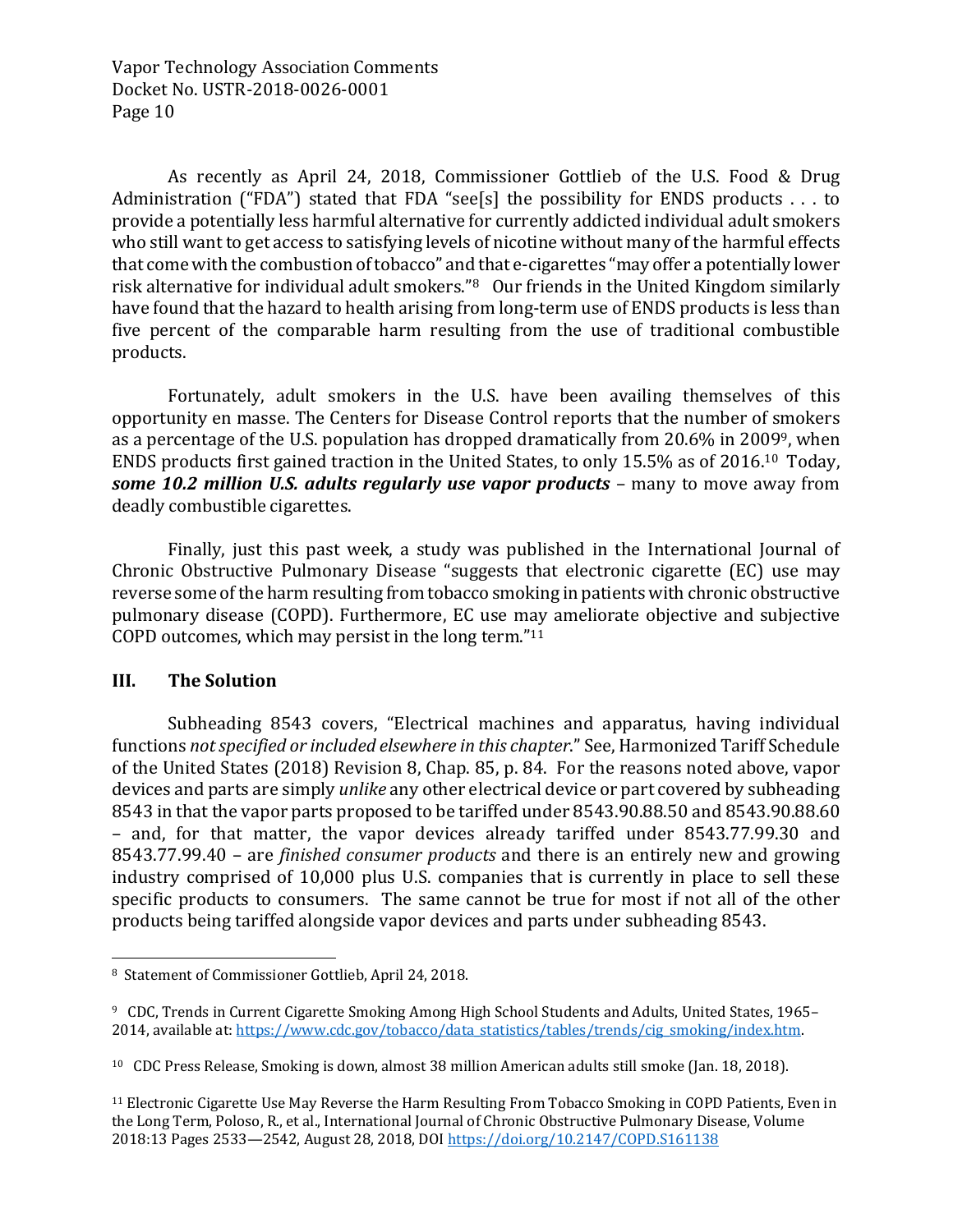As recently as April 24, 2018, Commissioner Gottlieb of the U.S. Food & Drug Administration ("FDA") stated that FDA "see[s] the possibility for ENDS products . . . to provide a potentially less harmful alternative for currently addicted individual adult smokers who still want to get access to satisfying levels of nicotine without many of the harmful effects that come with the combustion of tobacco" and that e-cigarettes "may offer a potentially lower risk alternative for individual adult smokers."[8] Our friends in the United Kingdom similarly have found that the hazard to health arising from long-term use of ENDS products is less than five percent of the comparable harm resulting from the use of traditional combustible products.

Fortunately, adult smokers in the U.S. have been availing themselves of this opportunity en masse. The Centers for Disease Control reports that the number of smokers as a percentage of the U.S. population has dropped dramatically from 20.6% in 2009[9], when ENDS products first gained traction in the United States, to only 15.5% as of 2016.[10] Today, ***some 10.2 million U.S. adults regularly use vapor products*** – many to move away from deadly combustible cigarettes.

Finally, just this past week, a study was published in the International Journal of Chronic Obstructive Pulmonary Disease "suggests that electronic cigarette (EC) use may reverse some of the harm resulting from tobacco smoking in patients with chronic obstructive pulmonary disease (COPD). Furthermore, EC use may ameliorate objective and subjective COPD outcomes, which may persist in the long term."[11]

## III. The Solution

Subheading 8543 covers, "Electrical machines and apparatus, having individual functions *not specified or included elsewhere in this chapter*." See, Harmonized Tariff Schedule of the United States (2018) Revision 8, Chap. 85, p. 84. For the reasons noted above, vapor devices and parts are simply *unlike* any other electrical device or part covered by subheading 8543 in that the vapor parts proposed to be tariffed under 8543.90.88.50 and 8543.90.88.60 – and, for that matter, the vapor devices already tariffed under 8543.77.99.30 and 8543.77.99.40 – are *finished consumer products* and there is an entirely new and growing industry comprised of 10,000 plus U.S. companies that is currently in place to sell these specific products to consumers. The same cannot be true for most if not all of the other products being tariffed alongside vapor devices and parts under subheading 8543.

---

[8] Statement of Commissioner Gottlieb, April 24, 2018.

[9] CDC, Trends in Current Cigarette Smoking Among High School Students and Adults, United States, 1965–2014, available at: https://www.cdc.gov/tobacco/data_statistics/tables/trends/cig_smoking/index.htm.

[10] CDC Press Release, Smoking is down, almost 38 million American adults still smoke (Jan. 18, 2018).

[11] Electronic Cigarette Use May Reverse the Harm Resulting From Tobacco Smoking in COPD Patients, Even in the Long Term, Poloso, R., et al., International Journal of Chronic Obstructive Pulmonary Disease, Volume 2018:13 Pages 2533—2542, August 28, 2018, DOI https://doi.org/10.2147/COPD.S161138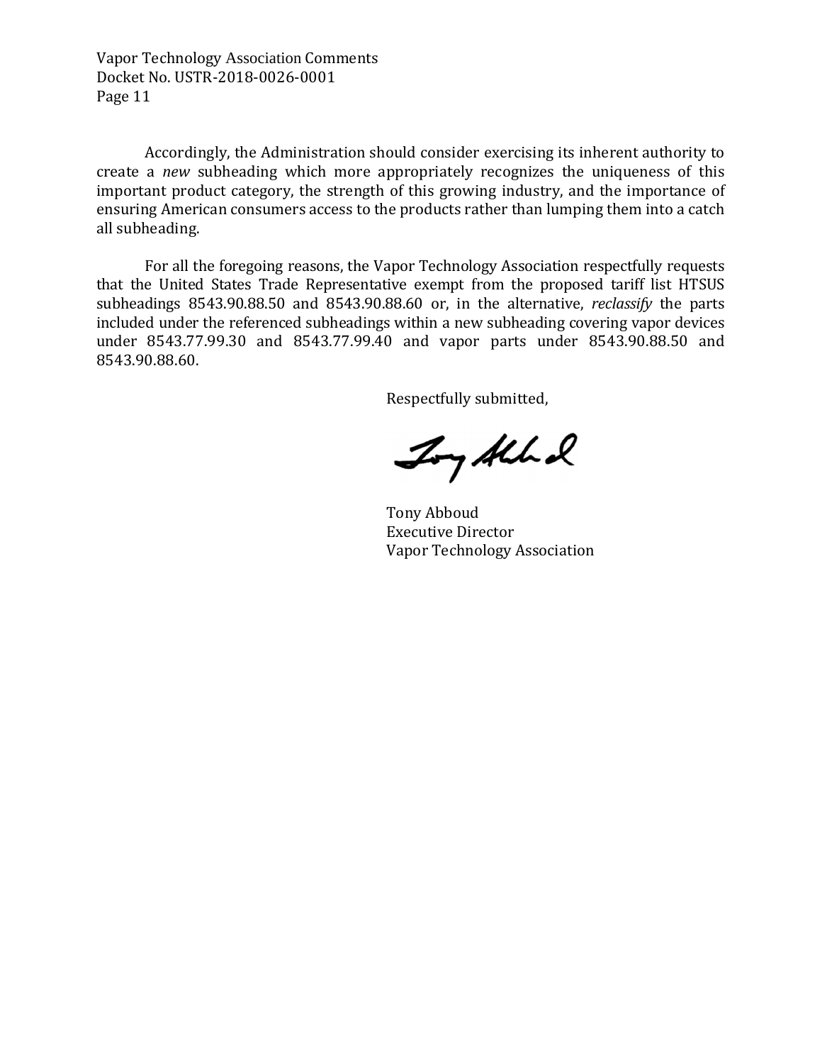Accordingly, the Administration should consider exercising its inherent authority to create a *new* subheading which more appropriately recognizes the uniqueness of this important product category, the strength of this growing industry, and the importance of ensuring American consumers access to the products rather than lumping them into a catch all subheading.

For all the foregoing reasons, the Vapor Technology Association respectfully requests that the United States Trade Representative exempt from the proposed tariff list HTSUS subheadings 8543.90.88.50 and 8543.90.88.60 or, in the alternative, *reclassify* the parts included under the referenced subheadings within a new subheading covering vapor devices under 8543.77.99.30 and 8543.77.99.40 and vapor parts under 8543.90.88.50 and 8543.90.88.60.

Respectfully submitted,

Tony Abboud
Executive Director
Vapor Technology Association